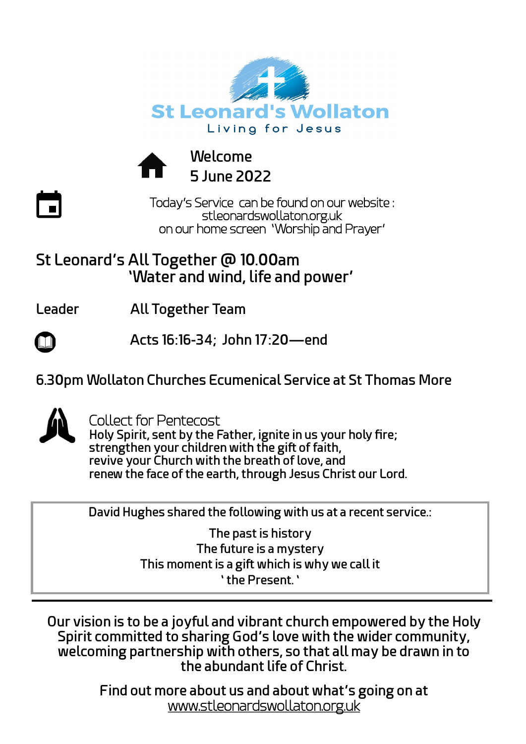# St Leonard's Wollaton

Living for Jesus

## Welcome
## 5 June 2022

Today's Service can be found on our website :
stleonardswollaton.org.uk
on our home screen 'Worship and Prayer'

## St Leonard's All Together @ 10.00am
## 'Water and wind, life and power'

Leader All Together Team

Acts 16:16-34; John 17:20—end

**6.30pm Wollaton Churches Ecumenical Service at St Thomas More**

Collect for Pentecost

Holy Spirit, sent by the Father, ignite in us your holy fire;
strengthen your children with the gift of faith,
revive your Church with the breath of love, and
renew the face of the earth, through Jesus Christ our Lord.

David Hughes shared the following with us at a recent service.:

The past is history
The future is a mystery
This moment is a gift which is why we call it
' the Present. '

---

Our vision is to be a joyful and vibrant church empowered by the Holy Spirit committed to sharing God's love with the wider community, welcoming partnership with others, so that all may be drawn in to the abundant life of Christ.

Find out more about us and about what's going on at
www.stleonardswollaton.org.uk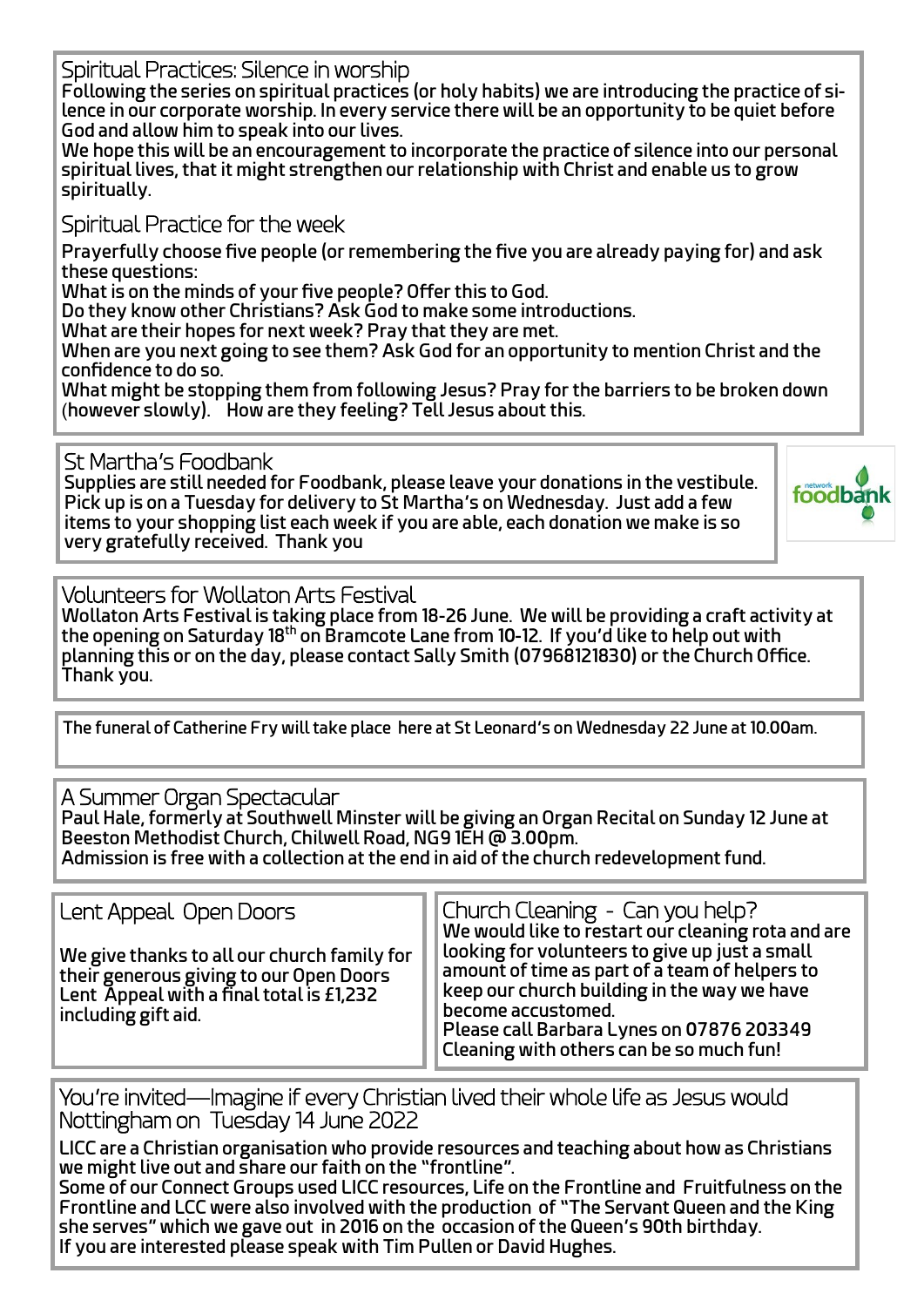## Spiritual Practices: Silence in worship

**Following the series on spiritual practices (or holy habits) we are introducing the practice of silence in our corporate worship. In every service there will be an opportunity to be quiet before God and allow him to speak into our lives.**

**We hope this will be an encouragement to incorporate the practice of silence into our personal spiritual lives, that it might strengthen our relationship with Christ and enable us to grow spiritually.**

## Spiritual Practice for the week

**Prayerfully choose five people (or remembering the five you are already paying for) and ask these questions:**

**What is on the minds of your five people? Offer this to God.**

**Do they know other Christians? Ask God to make some introductions.**

**What are their hopes for next week? Pray that they are met.**

**When are you next going to see them? Ask God for an opportunity to mention Christ and the confidence to do so.**

**What might be stopping them from following Jesus? Pray for the barriers to be broken down (however slowly). How are they feeling? Tell Jesus about this.**

## St Martha's Foodbank

**Supplies are still needed for Foodbank, please leave your donations in the vestibule. Pick up is on a Tuesday for delivery to St Martha's on Wednesday. Just add a few items to your shopping list each week if you are able, each donation we make is so very gratefully received. Thank you**

## Volunteers for Wollaton Arts Festival

**Wollaton Arts Festival is taking place from 18-26 June. We will be providing a craft activity at the opening on Saturday 18th on Bramcote Lane from 10-12. If you'd like to help out with planning this or on the day, please contact Sally Smith (07968121830) or the Church Office. Thank you.**

**The funeral of Catherine Fry will take place here at St Leonard's on Wednesday 22 June at 10.00am.**

## A Summer Organ Spectacular

**Paul Hale, formerly at Southwell Minster will be giving an Organ Recital on Sunday 12 June at Beeston Methodist Church, Chilwell Road, NG9 1EH @ 3.00pm.**

**Admission is free with a collection at the end in aid of the church redevelopment fund.**

## Lent Appeal Open Doors

**We give thanks to all our church family for their generous giving to our Open Doors Lent Appeal with a final total is £1,232 including gift aid.**

## Church Cleaning - Can you help?

**We would like to restart our cleaning rota and are looking for volunteers to give up just a small amount of time as part of a team of helpers to keep our church building in the way we have become accustomed.**

**Please call Barbara Lynes on 07876 203349**

**Cleaning with others can be so much fun!**

## You're invited—Imagine if every Christian lived their whole life as Jesus would Nottingham on Tuesday 14 June 2022

**LICC are a Christian organisation who provide resources and teaching about how as Christians we might live out and share our faith on the "frontline".**

**Some of our Connect Groups used LICC resources, Life on the Frontline and Fruitfulness on the Frontline and LCC were also involved with the production of "The Servant Queen and the King she serves" which we gave out in 2016 on the occasion of the Queen's 90th birthday.**

**If you are interested please speak with Tim Pullen or David Hughes.**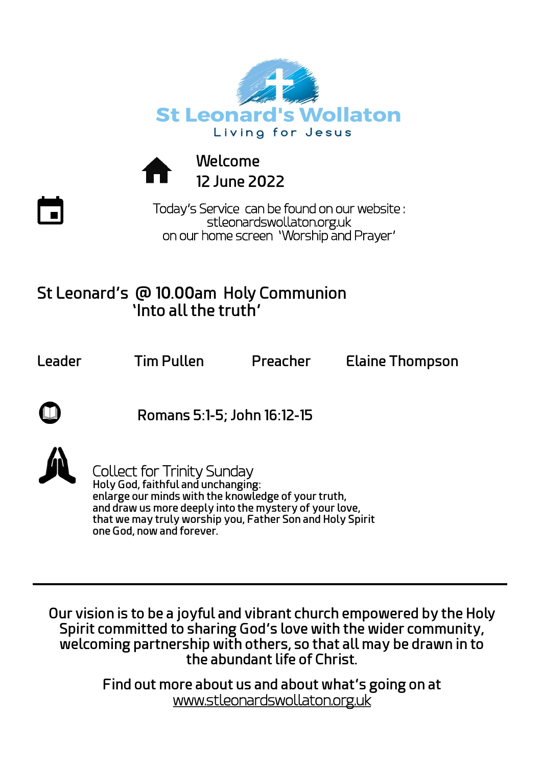# St Leonard's Wollaton

Living for Jesus

**Welcome**
**12 June 2022**

Today's Service can be found on our website :
stleonardswollaton.org.uk
on our home screen 'Worship and Prayer'

## St Leonard's @ 10.00am Holy Communion
## 'Into all the truth'

| Leader | Tim Pullen | Preacher | Elaine Thompson |
|---|---|---|---|

**Romans 5:1-5; John 16:12-15**

### Collect for Trinity Sunday

Holy God, faithful and unchanging:
enlarge our minds with the knowledge of your truth,
and draw us more deeply into the mystery of your love,
that we may truly worship you, Father Son and Holy Spirit
one God, now and forever.

---

Our vision is to be a joyful and vibrant church empowered by the Holy Spirit committed to sharing God's love with the wider community, welcoming partnership with others, so that all may be drawn in to the abundant life of Christ.

Find out more about us and about what's going on at
www.stleonardswollaton.org.uk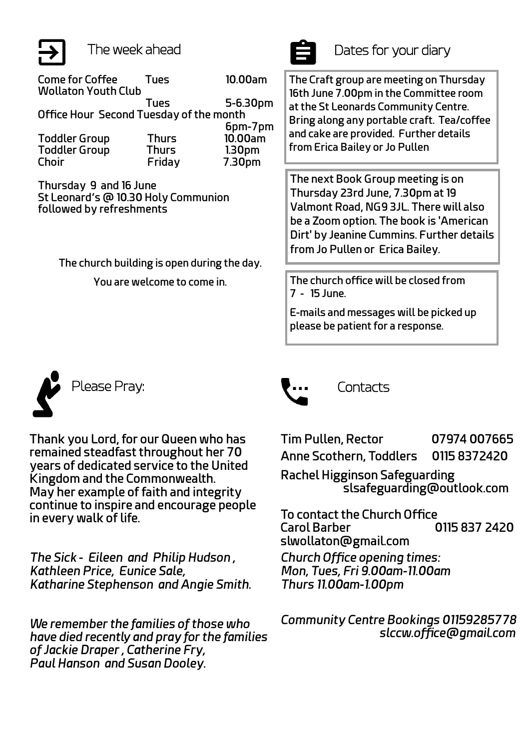## The week ahead

| | | |
|---|---|---|
| Come for Coffee | Tues | 10.00am |
| Wollaton Youth Club | Tues | 5-6.30pm |
| Office Hour Second Tuesday of the month | | 6pm-7pm |
| Toddler Group | Thurs | 10.00am |
| Toddler Group | Thurs | 1.30pm |
| Choir | Friday | 7.30pm |

Thursday 9 and 16 June
St Leonard's @ 10.30 Holy Communion followed by refreshments

The church building is open during the day.

You are welcome to come in.

## Dates for your diary

The Craft group are meeting on Thursday 16th June 7.00pm in the Committee room at the St Leonards Community Centre. Bring along any portable craft. Tea/coffee and cake are provided. Further details from Erica Bailey or Jo Pullen

The next Book Group meeting is on Thursday 23rd June, 7.30pm at 19 Valmont Road, NG9 3JL. There will also be a Zoom option. The book is 'American Dirt' by Jeanine Cummins. Further details from Jo Pullen or Erica Bailey.

The church office will be closed from 7 - 15 June.

E-mails and messages will be picked up please be patient for a response.

## Please Pray:

Thank you Lord, for our Queen who has remained steadfast throughout her 70 years of dedicated service to the United Kingdom and the Commonwealth.
May her example of faith and integrity continue to inspire and encourage people in every walk of life.

*The Sick - Eileen and Philip Hudson , Kathleen Price, Eunice Sale, Katharine Stephenson and Angie Smith.*

*We remember the families of those who have died recently and pray for the families of Jackie Draper , Catherine Fry, Paul Hanson and Susan Dooley.*

## Contacts

Tim Pullen, Rector 07974 007665

Anne Scothern, Toddlers 0115 8372420

Rachel Higginson Safeguarding slsafeguarding@outlook.com

To contact the Church Office
Carol Barber 0115 837 2420
slwollaton@gmail.com

*Church Office opening times:*
*Mon, Tues, Fri 9.00am-11.00am*
*Thurs 11.00am-1.00pm*

*Community Centre Bookings 01159285778*
*slccw.office@gmail.com*